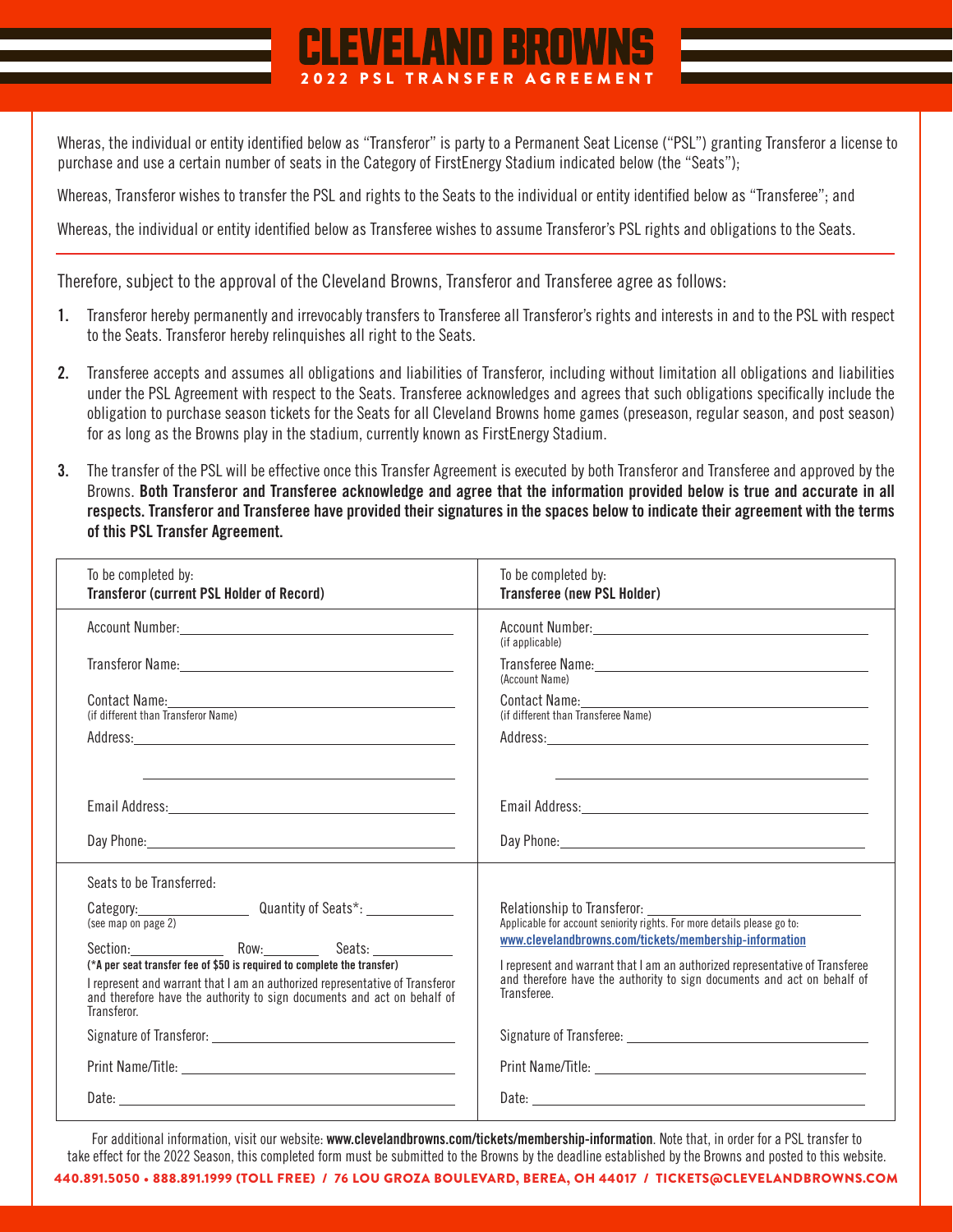# CLEVELAND BROWNS

## 2022 PSL TRANSFER AGREEMENT

Wheras, the individual or entity identified below as "Transferor" is party to a Permanent Seat License ("PSL") granting Transferor a license to purchase and use a certain number of seats in the Category of FirstEnergy Stadium indicated below (the "Seats");

Whereas, Transferor wishes to transfer the PSL and rights to the Seats to the individual or entity identified below as "Transferee"; and

Whereas, the individual or entity identified below as Transferee wishes to assume Transferor's PSL rights and obligations to the Seats.

---

Therefore, subject to the approval of the Cleveland Browns, Transferor and Transferee agree as follows:

1. Transferor hereby permanently and irrevocably transfers to Transferee all Transferor's rights and interests in and to the PSL with respect to the Seats. Transferor hereby relinquishes all right to the Seats.

2. Transferee accepts and assumes all obligations and liabilities of Transferor, including without limitation all obligations and liabilities under the PSL Agreement with respect to the Seats. Transferee acknowledges and agrees that such obligations specifically include the obligation to purchase season tickets for the Seats for all Cleveland Browns home games (preseason, regular season, and post season) for as long as the Browns play in the stadium, currently known as FirstEnergy Stadium.

3. The transfer of the PSL will be effective once this Transfer Agreement is executed by both Transferor and Transferee and approved by the Browns. **Both Transferor and Transferee acknowledge and agree that the information provided below is true and accurate in all respects. Transferor and Transferee have provided their signatures in the spaces below to indicate their agreement with the terms of this PSL Transfer Agreement.**

| To be completed by: **Transferor (current PSL Holder of Record)** | To be completed by: **Transferee (new PSL Holder)** |
|---|---|
| Account Number: ______ | Account Number: ______ (if applicable) |
| Transferor Name: ______ | Transferee Name: ______ (Account Name) |
| Contact Name: ______ (if different than Transferor Name) | Contact Name: ______ (if different than Transferee Name) |
| Address: ______ | Address: ______ |
| Email Address: ______ | Email Address: ______ |
| Day Phone: ______ | Day Phone: ______ |
| Seats to be Transferred: | |
| Category: ______ (see map on page 2) Quantity of Seats*: ______ | Relationship to Transferor: ______ Applicable for account seniority rights. For more details please go to: www.clevelandbrowns.com/tickets/membership-information |
| Section: ______ Row: ______ Seats: ______ **(*A per seat transfer fee of $50 is required to complete the transfer)** | |
| I represent and warrant that I am an authorized representative of Transferor and therefore have the authority to sign documents and act on behalf of Transferor. | I represent and warrant that I am an authorized representative of Transferee and therefore have the authority to sign documents and act on behalf of Transferee. |
| Signature of Transferor: ______ | Signature of Transferee: ______ |
| Print Name/Title: ______ | Print Name/Title: ______ |
| Date: ______ | Date: ______ |

For additional information, visit our website: **www.clevelandbrowns.com/tickets/membership-information**. Note that, in order for a PSL transfer to take effect for the 2022 Season, this completed form must be submitted to the Browns by the deadline established by the Browns and posted to this website.

**440.891.5050 • 888.891.1999 (TOLL FREE) / 76 LOU GROZA BOULEVARD, BEREA, OH 44017 / TICKETS@CLEVELANDBROWNS.COM**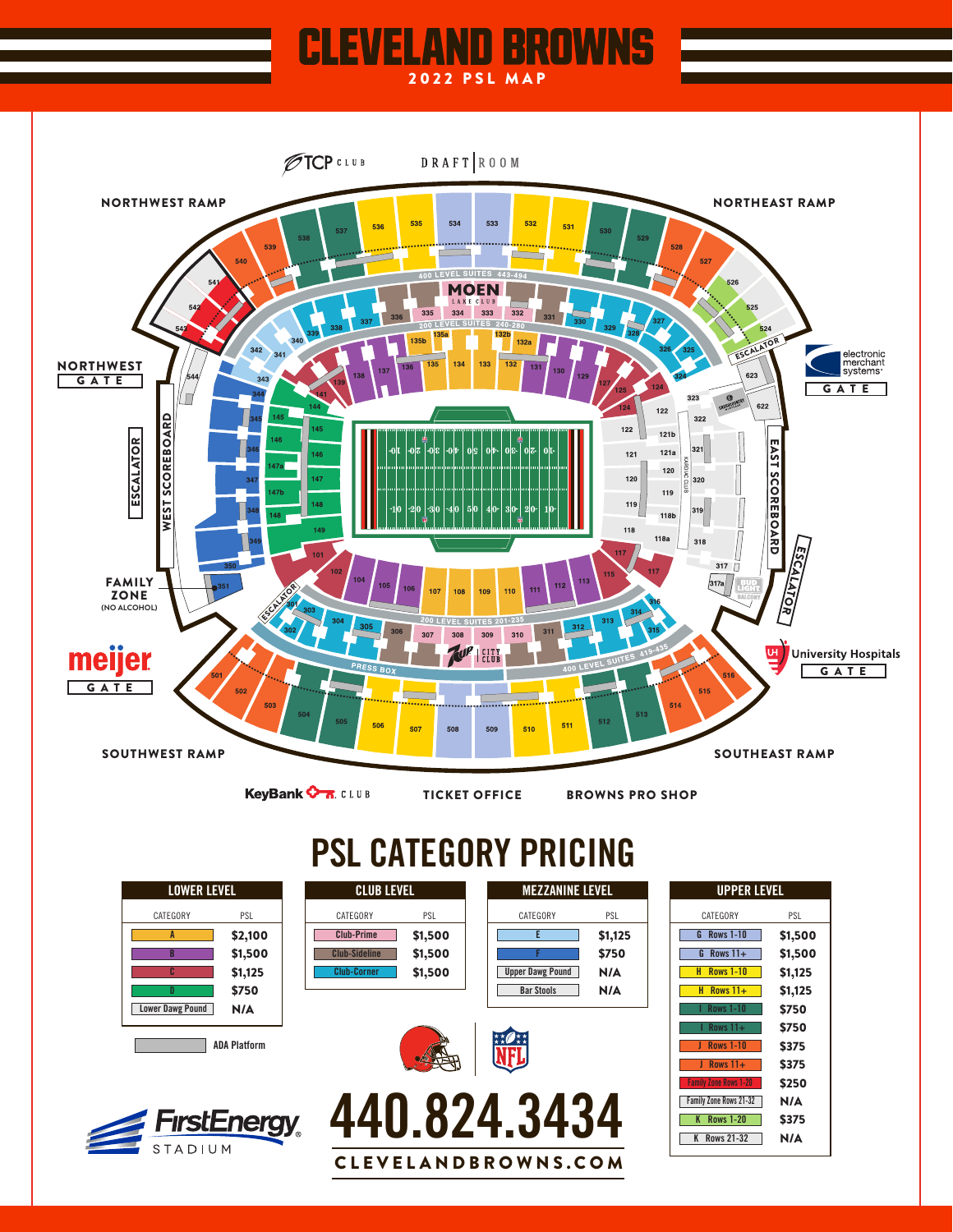# CLEVELAND BROWNS

**2022 PSL MAP**

TCP CLUB

DRAFT ROOM

NORTHWEST RAMP

NORTHEAST RAMP

NORTHWEST GATE

electronic merchant systems GATE

ESCALATOR

WEST SCOREBOARD

EAST SCOREBOARD

FAMILY ZONE (NO ALCOHOL)

meijer GATE

University Hospitals GATE

MOEN LAKE CLUB

400 LEVEL SUITES 443-494

200 LEVEL SUITES 240-280

200 LEVEL SUITES 201-235

400 LEVEL SUITES 419-435

PRESS BOX

KARDIAC CLUB

BUD LIGHT BALCONY

7UP CITY CLUB

SOUTHWEST RAMP

SOUTHEAST RAMP

KeyBank CLUB

TICKET OFFICE

BROWNS PRO SHOP

## PSL CATEGORY PRICING

### LOWER LEVEL

| CATEGORY | PSL |
|---|---|
| A | $2,100 |
| B | $1,500 |
| C | $1,125 |
| D | $750 |
| Lower Dawg Pound | N/A |

ADA Platform

### CLUB LEVEL

| CATEGORY | PSL |
|---|---|
| Club-Prime | $1,500 |
| Club-Sideline | $1,500 |
| Club-Corner | $1,500 |

### MEZZANINE LEVEL

| CATEGORY | PSL |
|---|---|
| E | $1,125 |
| F | $750 |
| Upper Dawg Pound | N/A |
| Bar Stools | N/A |

### UPPER LEVEL

| CATEGORY | PSL |
|---|---|
| G Rows 1-10 | $1,500 |
| G Rows 11+ | $1,500 |
| H Rows 1-10 | $1,125 |
| H Rows 11+ | $1,125 |
| I Rows 1-10 | $750 |
| I Rows 11+ | $750 |
| J Rows 1-10 | $375 |
| J Rows 11+ | $375 |
| Family Zone Rows 1-20 | $250 |
| Family Zone Rows 21-32 | N/A |
| K Rows 1-20 | $375 |
| K Rows 21-32 | N/A |

FirstEnergy STADIUM

**440.824.3434**

**CLEVELANDBROWNS.COM**